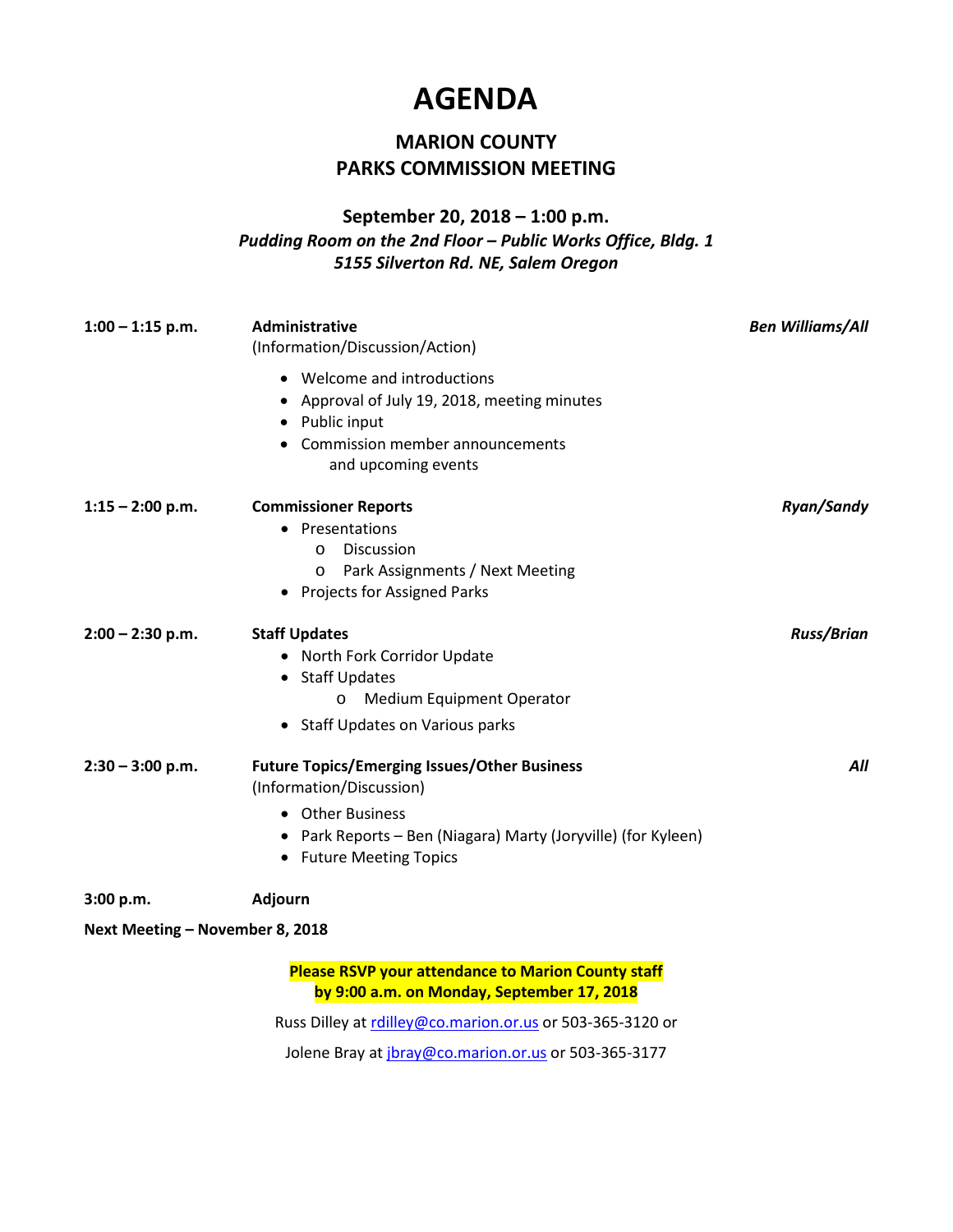# AGENDA

## MARION COUNTY
## PARKS COMMISSION MEETING

### September 20, 2018 – 1:00 p.m.

***Pudding Room on the 2nd Floor – Public Works Office, Bldg. 1***
***5155 Silverton Rd. NE, Salem Oregon***

**1:00 – 1:15 p.m.** **Administrative** *Ben Williams/All*
(Information/Discussion/Action)

- Welcome and introductions
- Approval of July 19, 2018, meeting minutes
- Public input
- Commission member announcements and upcoming events

**1:15 – 2:00 p.m.** **Commissioner Reports** *Ryan/Sandy*

- Presentations
  - Discussion
  - Park Assignments / Next Meeting
- Projects for Assigned Parks

**2:00 – 2:30 p.m.** **Staff Updates** *Russ/Brian*

- North Fork Corridor Update
- Staff Updates
  - Medium Equipment Operator
- Staff Updates on Various parks

**2:30 – 3:00 p.m.** **Future Topics/Emerging Issues/Other Business** *All*
(Information/Discussion)

- Other Business
- Park Reports – Ben (Niagara) Marty (Joryville) (for Kyleen)
- Future Meeting Topics

**3:00 p.m.** **Adjourn**

**Next Meeting – November 8, 2018**

**Please RSVP your attendance to Marion County staff by 9:00 a.m. on Monday, September 17, 2018**

Russ Dilley at rdilley@co.marion.or.us or 503-365-3120 or

Jolene Bray at jbray@co.marion.or.us or 503-365-3177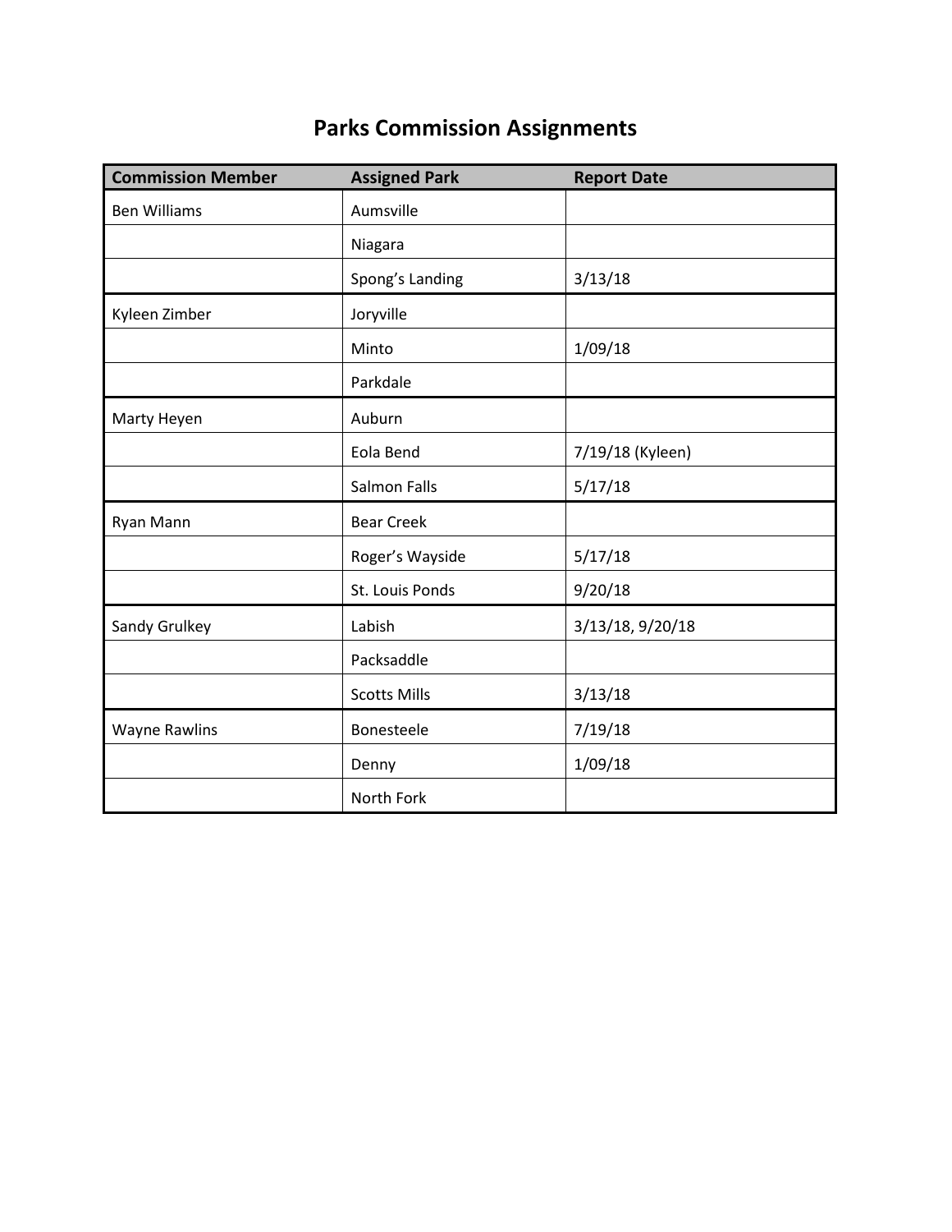# Parks Commission Assignments

| Commission Member | Assigned Park | Report Date |
| --- | --- | --- |
| Ben Williams | Aumsville | |
| | Niagara | |
| | Spong's Landing | 3/13/18 |
| Kyleen Zimber | Joryville | |
| | Minto | 1/09/18 |
| | Parkdale | |
| Marty Heyen | Auburn | |
| | Eola Bend | 7/19/18 (Kyleen) |
| | Salmon Falls | 5/17/18 |
| Ryan Mann | Bear Creek | |
| | Roger's Wayside | 5/17/18 |
| | St. Louis Ponds | 9/20/18 |
| Sandy Grulkey | Labish | 3/13/18, 9/20/18 |
| | Packsaddle | |
| | Scotts Mills | 3/13/18 |
| Wayne Rawlins | Bonesteele | 7/19/18 |
| | Denny | 1/09/18 |
| | North Fork | |